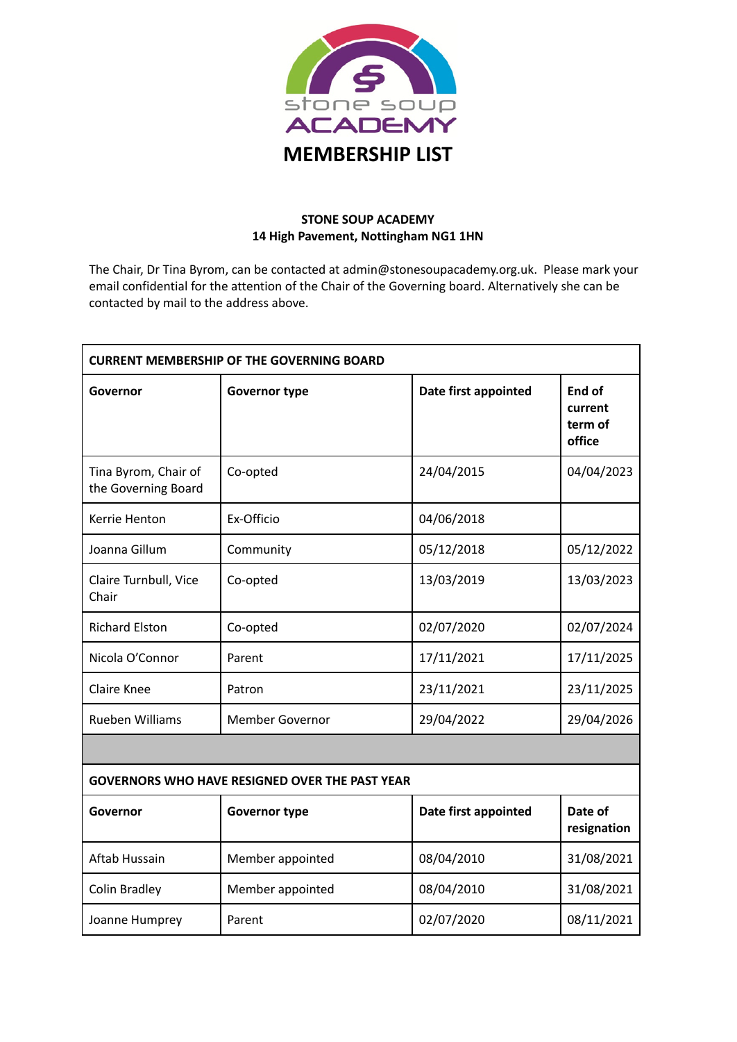# MEMBERSHIP LIST

**STONE SOUP ACADEMY**
**14 High Pavement, Nottingham NG1 1HN**

The Chair, Dr Tina Byrom, can be contacted at admin@stonesoupacademy.org.uk. Please mark your email confidential for the attention of the Chair of the Governing board. Alternatively she can be contacted by mail to the address above.

| **CURRENT MEMBERSHIP OF THE GOVERNING BOARD** | | | |
|---|---|---|---|
| **Governor** | **Governor type** | **Date first appointed** | **End of current term of office** |
| Tina Byrom, Chair of the Governing Board | Co-opted | 24/04/2015 | 04/04/2023 |
| Kerrie Henton | Ex-Officio | 04/06/2018 | |
| Joanna Gillum | Community | 05/12/2018 | 05/12/2022 |
| Claire Turnbull, Vice Chair | Co-opted | 13/03/2019 | 13/03/2023 |
| Richard Elston | Co-opted | 02/07/2020 | 02/07/2024 |
| Nicola O'Connor | Parent | 17/11/2021 | 17/11/2025 |
| Claire Knee | Patron | 23/11/2021 | 23/11/2025 |
| Rueben Williams | Member Governor | 29/04/2022 | 29/04/2026 |

| **GOVERNORS WHO HAVE RESIGNED OVER THE PAST YEAR** | | | |
|---|---|---|---|
| **Governor** | **Governor type** | **Date first appointed** | **Date of resignation** |
| Aftab Hussain | Member appointed | 08/04/2010 | 31/08/2021 |
| Colin Bradley | Member appointed | 08/04/2010 | 31/08/2021 |
| Joanne Humprey | Parent | 02/07/2020 | 08/11/2021 |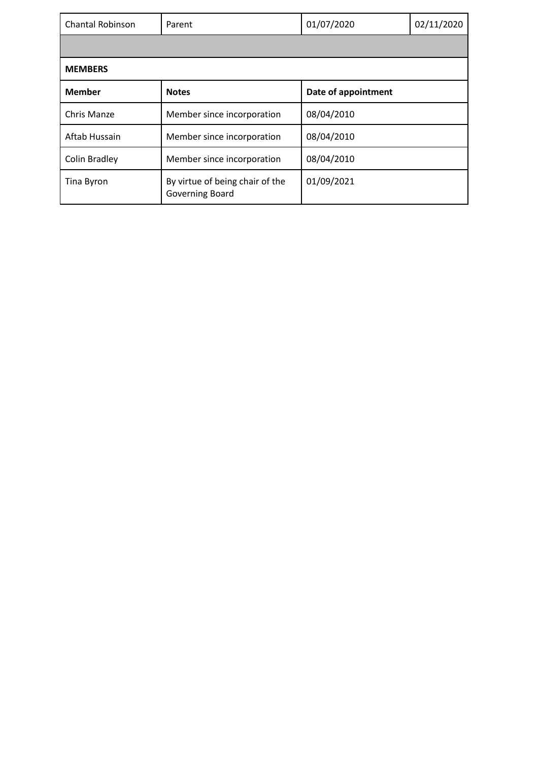| Chantal Robinson | Parent | 01/07/2020 | 02/11/2020 |
|---|---|---|---|
| | | | |

**MEMBERS**

| Member | Notes | Date of appointment |
|---|---|---|
| Chris Manze | Member since incorporation | 08/04/2010 |
| Aftab Hussain | Member since incorporation | 08/04/2010 |
| Colin Bradley | Member since incorporation | 08/04/2010 |
| Tina Byron | By virtue of being chair of the Governing Board | 01/09/2021 |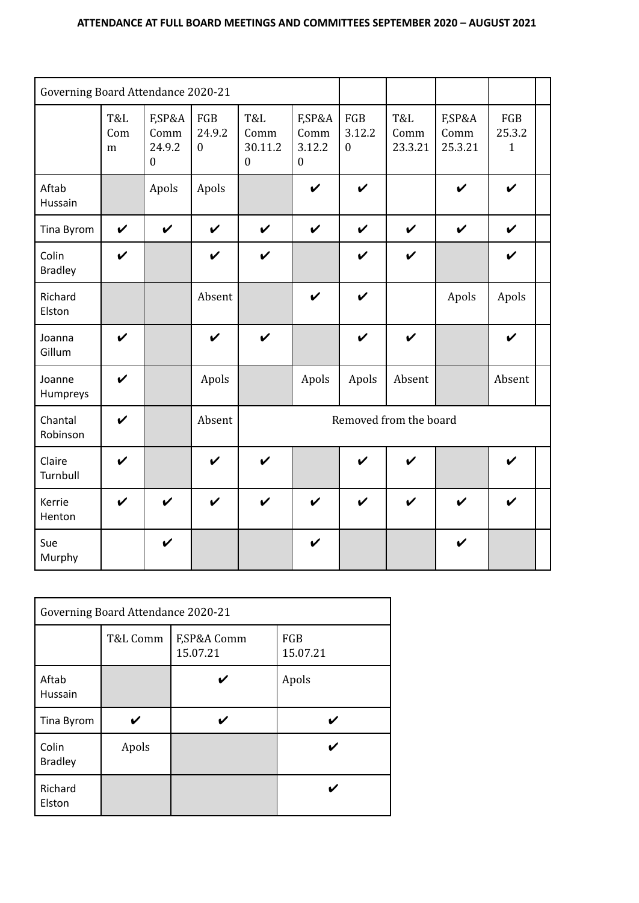**ATTENDANCE AT FULL BOARD MEETINGS AND COMMITTEES SEPTEMBER 2020 – AUGUST 2021**

| Governing Board Attendance 2020-21 | | | | | | | | | | |
|---|---|---|---|---|---|---|---|---|---|---|
| | T&L Comm | F,SP&A Comm 24.9.20 | FGB 24.9.20 | T&L Comm 30.11.20 | F,SP&A Comm 3.12.20 | FGB 3.12.20 | T&L Comm 23.3.21 | F,SP&A Comm 25.3.21 | FGB 25.3.21 | |
| Aftab Hussain | | Apols | Apols | | ✔ | ✔ | | ✔ | ✔ | |
| Tina Byrom | ✔ | ✔ | ✔ | ✔ | ✔ | ✔ | ✔ | ✔ | ✔ | |
| Colin Bradley | ✔ | | ✔ | ✔ | | ✔ | ✔ | | ✔ | |
| Richard Elston | | | Absent | | ✔ | ✔ | | Apols | Apols | |
| Joanna Gillum | ✔ | | ✔ | ✔ | | ✔ | ✔ | | ✔ | |
| Joanne Humpreys | ✔ | | Apols | | Apols | Apols | Absent | | Absent | |
| Chantal Robinson | ✔ | | Absent | Removed from the board | | | | | | |
| Claire Turnbull | ✔ | | ✔ | ✔ | | ✔ | ✔ | | ✔ | |
| Kerrie Henton | ✔ | ✔ | ✔ | ✔ | ✔ | ✔ | ✔ | ✔ | ✔ | |
| Sue Murphy | | ✔ | | | ✔ | | | ✔ | | |

| Governing Board Attendance 2020-21 | | | |
|---|---|---|---|
| | T&L Comm | F,SP&A Comm 15.07.21 | FGB 15.07.21 |
| Aftab Hussain | | ✔ | Apols |
| Tina Byrom | ✔ | ✔ | ✔ |
| Colin Bradley | Apols | | ✔ |
| Richard Elston | | | ✔ |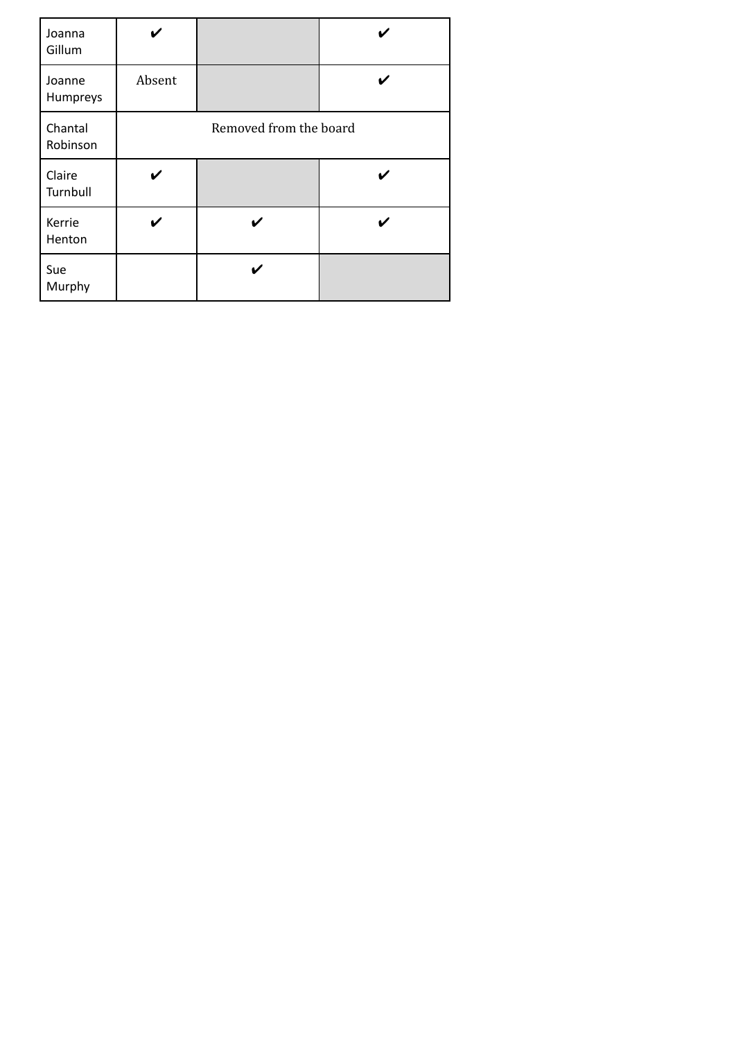| | | | |
|---|---|---|---|
| Joanna Gillum | ✔ | | ✔ |
| Joanne Humpreys | Absent | | ✔ |
| Chantal Robinson | Removed from the board | | |
| Claire Turnbull | ✔ | | ✔ |
| Kerrie Henton | ✔ | ✔ | ✔ |
| Sue Murphy | | ✔ | |